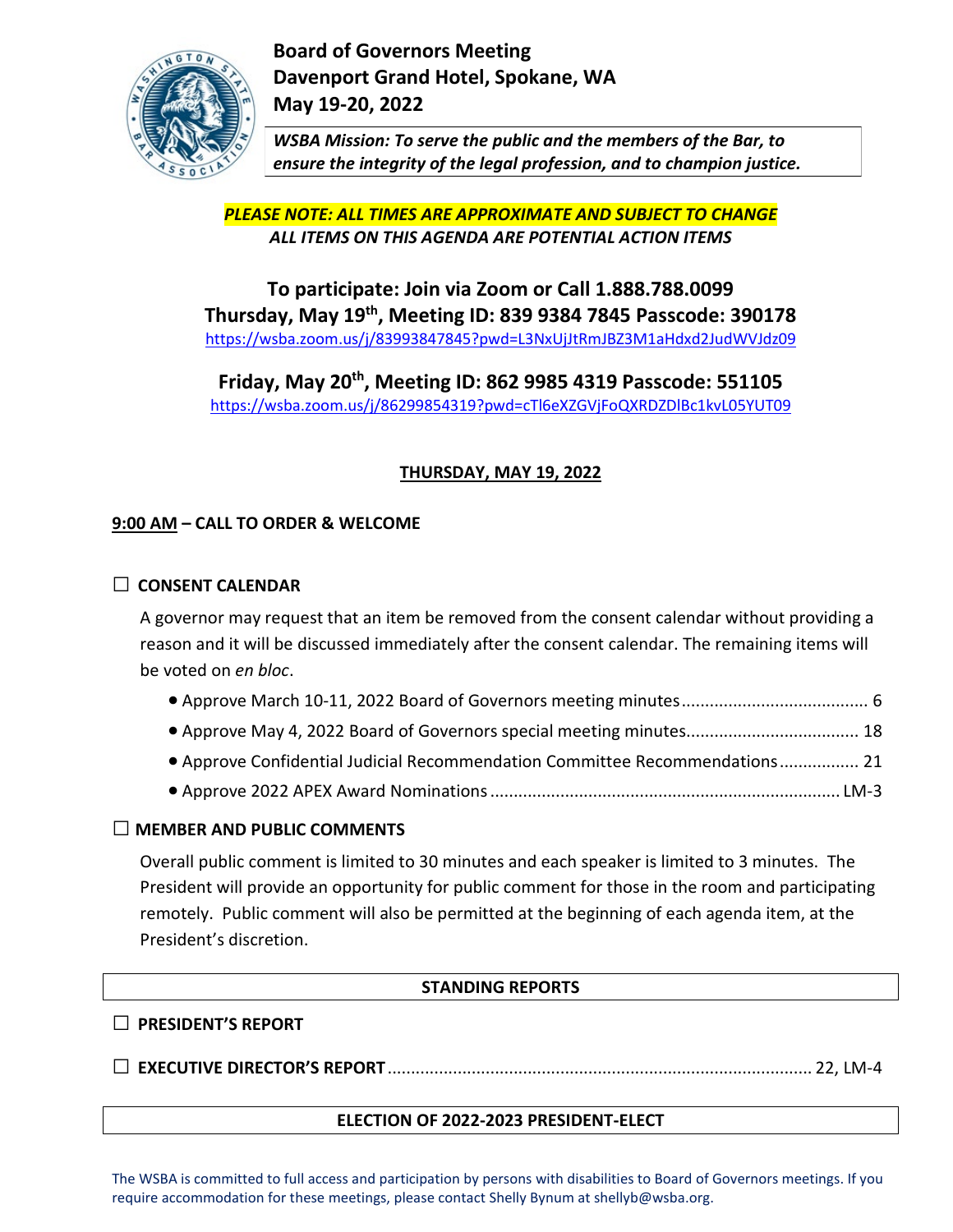# Board of Governors Meeting
# Davenport Grand Hotel, Spokane, WA
# May 19-20, 2022

***WSBA Mission: To serve the public and the members of the Bar, to ensure the integrity of the legal profession, and to champion justice.***

***PLEASE NOTE: ALL TIMES ARE APPROXIMATE AND SUBJECT TO CHANGE***
***ALL ITEMS ON THIS AGENDA ARE POTENTIAL ACTION ITEMS***

## To participate: Join via Zoom or Call 1.888.788.0099

**Thursday, May 19th, Meeting ID: 839 9384 7845 Passcode: 390178**
https://wsba.zoom.us/j/83993847845?pwd=L3NxUjJtRmJBZ3M1aHdxd2JudWVJdz09

**Friday, May 20th, Meeting ID: 862 9985 4319 Passcode: 551105**
https://wsba.zoom.us/j/86299854319?pwd=cTl6eXZGVjFoQXRDZDlBc1kvL05YUT09

## THURSDAY, MAY 19, 2022

**9:00 AM – CALL TO ORDER & WELCOME**

☐ **CONSENT CALENDAR**

A governor may request that an item be removed from the consent calendar without providing a reason and it will be discussed immediately after the consent calendar. The remaining items will be voted on *en bloc*.

- Approve March 10-11, 2022 Board of Governors meeting minutes........................................ 6
- Approve May 4, 2022 Board of Governors special meeting minutes..................................... 18
- Approve Confidential Judicial Recommendation Committee Recommendations................. 21
- Approve 2022 APEX Award Nominations .......................................................................... LM-3

☐ **MEMBER AND PUBLIC COMMENTS**

Overall public comment is limited to 30 minutes and each speaker is limited to 3 minutes. The President will provide an opportunity for public comment for those in the room and participating remotely. Public comment will also be permitted at the beginning of each agenda item, at the President's discretion.

### STANDING REPORTS

☐ **PRESIDENT'S REPORT**

☐ **EXECUTIVE DIRECTOR'S REPORT** ......................................................................................... 22, LM-4

### ELECTION OF 2022-2023 PRESIDENT-ELECT

The WSBA is committed to full access and participation by persons with disabilities to Board of Governors meetings. If you require accommodation for these meetings, please contact Shelly Bynum at shellyb@wsba.org.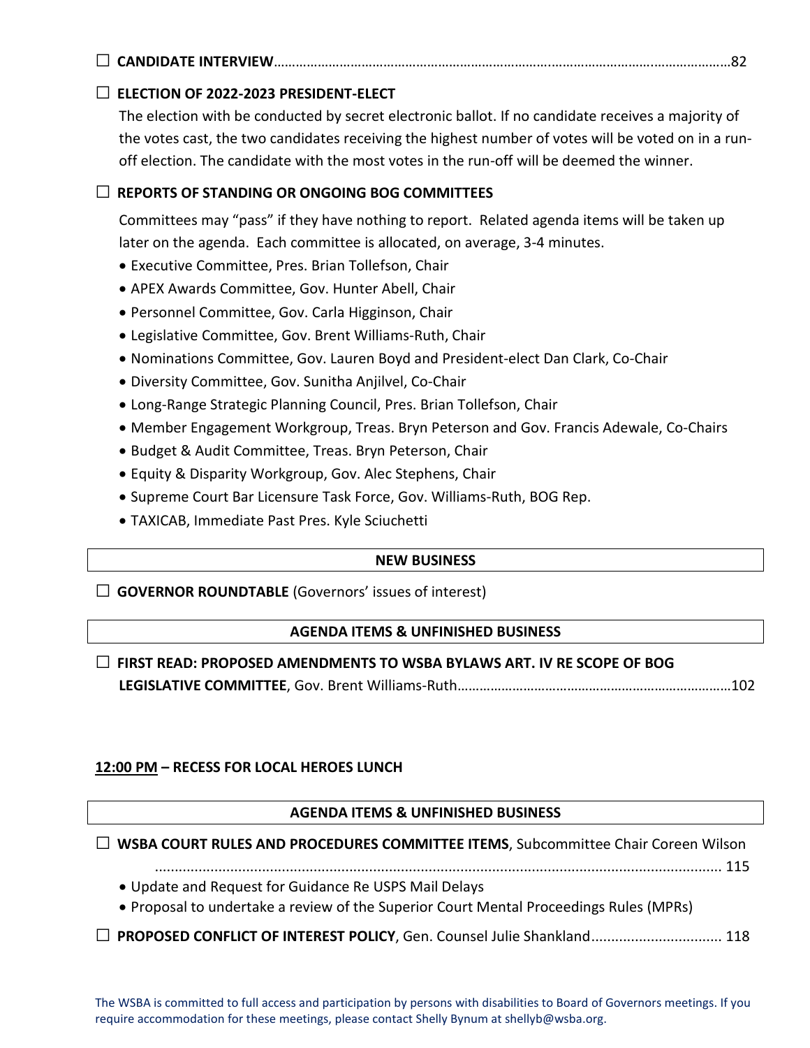☐ **CANDIDATE INTERVIEW**……………………………………………………………………………………………………………82

☐ **ELECTION OF 2022-2023 PRESIDENT-ELECT**

The election with be conducted by secret electronic ballot. If no candidate receives a majority of the votes cast, the two candidates receiving the highest number of votes will be voted on in a run-off election. The candidate with the most votes in the run-off will be deemed the winner.

☐ **REPORTS OF STANDING OR ONGOING BOG COMMITTEES**

Committees may "pass" if they have nothing to report. Related agenda items will be taken up later on the agenda. Each committee is allocated, on average, 3-4 minutes.

- Executive Committee, Pres. Brian Tollefson, Chair
- APEX Awards Committee, Gov. Hunter Abell, Chair
- Personnel Committee, Gov. Carla Higginson, Chair
- Legislative Committee, Gov. Brent Williams-Ruth, Chair
- Nominations Committee, Gov. Lauren Boyd and President-elect Dan Clark, Co-Chair
- Diversity Committee, Gov. Sunitha Anjilvel, Co-Chair
- Long-Range Strategic Planning Council, Pres. Brian Tollefson, Chair
- Member Engagement Workgroup, Treas. Bryn Peterson and Gov. Francis Adewale, Co-Chairs
- Budget & Audit Committee, Treas. Bryn Peterson, Chair
- Equity & Disparity Workgroup, Gov. Alec Stephens, Chair
- Supreme Court Bar Licensure Task Force, Gov. Williams-Ruth, BOG Rep.
- TAXICAB, Immediate Past Pres. Kyle Sciuchetti

## NEW BUSINESS

☐ **GOVERNOR ROUNDTABLE** (Governors' issues of interest)

## AGENDA ITEMS & UNFINISHED BUSINESS

☐ **FIRST READ: PROPOSED AMENDMENTS TO WSBA BYLAWS ART. IV RE SCOPE OF BOG LEGISLATIVE COMMITTEE**, Gov. Brent Williams-Ruth…………………………………………………………………102

**12:00 PM – RECESS FOR LOCAL HEROES LUNCH**

## AGENDA ITEMS & UNFINISHED BUSINESS

☐ **WSBA COURT RULES AND PROCEDURES COMMITTEE ITEMS**, Subcommittee Chair Coreen Wilson .................................................................................................................................. 115

- Update and Request for Guidance Re USPS Mail Delays
- Proposal to undertake a review of the Superior Court Mental Proceedings Rules (MPRs)

☐ **PROPOSED CONFLICT OF INTEREST POLICY**, Gen. Counsel Julie Shankland................................ 118

The WSBA is committed to full access and participation by persons with disabilities to Board of Governors meetings. If you require accommodation for these meetings, please contact Shelly Bynum at shellyb@wsba.org.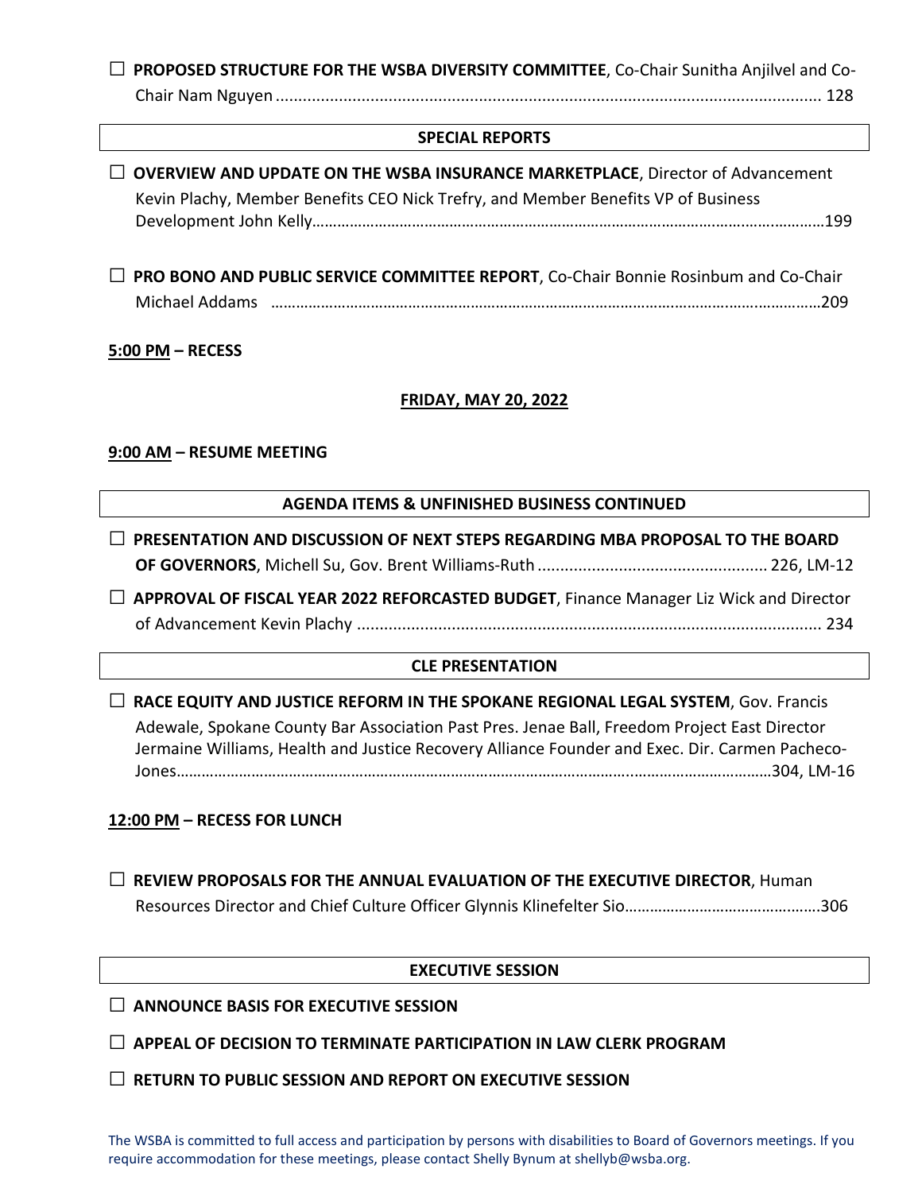☐ **PROPOSED STRUCTURE FOR THE WSBA DIVERSITY COMMITTEE**, Co-Chair Sunitha Anjilvel and Co-Chair Nam Nguyen ........................................................................................................................ 128

**SPECIAL REPORTS**

☐ **OVERVIEW AND UPDATE ON THE WSBA INSURANCE MARKETPLACE**, Director of Advancement Kevin Plachy, Member Benefits CEO Nick Trefry, and Member Benefits VP of Business Development John Kelly…………………………………………………………………………………………………………199

☐ **PRO BONO AND PUBLIC SERVICE COMMITTEE REPORT**, Co-Chair Bonnie Rosinbum and Co-Chair Michael Addams ……………………………………………………………………………………………………………………209

**<u>5:00 PM</u> – RECESS**

**<u>FRIDAY, MAY 20, 2022</u>**

**<u>9:00 AM</u> – RESUME MEETING**

**AGENDA ITEMS & UNFINISHED BUSINESS CONTINUED**

☐ **PRESENTATION AND DISCUSSION OF NEXT STEPS REGARDING MBA PROPOSAL TO THE BOARD OF GOVERNORS**, Michell Su, Gov. Brent Williams-Ruth .................................................. 226, LM-12

☐ **APPROVAL OF FISCAL YEAR 2022 REFORCASTED BUDGET**, Finance Manager Liz Wick and Director of Advancement Kevin Plachy ...................................................................................................... 234

**CLE PRESENTATION**

☐ **RACE EQUITY AND JUSTICE REFORM IN THE SPOKANE REGIONAL LEGAL SYSTEM**, Gov. Francis Adewale, Spokane County Bar Association Past Pres. Jenae Ball, Freedom Project East Director Jermaine Williams, Health and Justice Recovery Alliance Founder and Exec. Dir. Carmen Pacheco-Jones…………………………………………………………………………………………………………………………304, LM-16

**<u>12:00 PM</u> – RECESS FOR LUNCH**

☐ **REVIEW PROPOSALS FOR THE ANNUAL EVALUATION OF THE EXECUTIVE DIRECTOR**, Human Resources Director and Chief Culture Officer Glynnis Klinefelter Sio……………………………………….306

**EXECUTIVE SESSION**

☐ **ANNOUNCE BASIS FOR EXECUTIVE SESSION**

☐ **APPEAL OF DECISION TO TERMINATE PARTICIPATION IN LAW CLERK PROGRAM**

☐ **RETURN TO PUBLIC SESSION AND REPORT ON EXECUTIVE SESSION**

The WSBA is committed to full access and participation by persons with disabilities to Board of Governors meetings. If you require accommodation for these meetings, please contact Shelly Bynum at shellyb@wsba.org.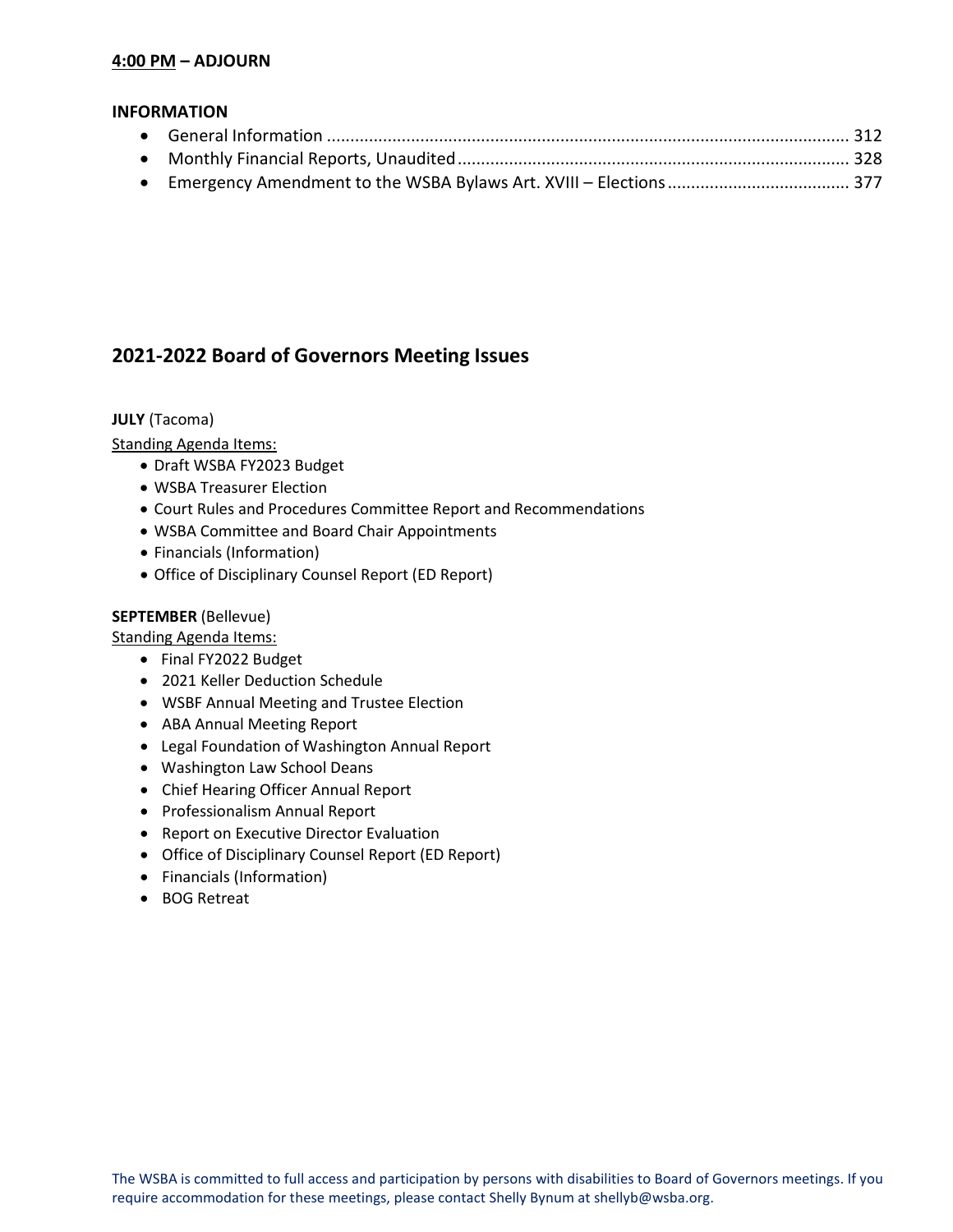**4:00 PM – ADJOURN**

**INFORMATION**

- General Information ................................................................................................................ 312
- Monthly Financial Reports, Unaudited ..................................................................................... 328
- Emergency Amendment to the WSBA Bylaws Art. XVIII – Elections ....................................... 377

## 2021-2022 Board of Governors Meeting Issues

**JULY** (Tacoma)

Standing Agenda Items:

- Draft WSBA FY2023 Budget
- WSBA Treasurer Election
- Court Rules and Procedures Committee Report and Recommendations
- WSBA Committee and Board Chair Appointments
- Financials (Information)
- Office of Disciplinary Counsel Report (ED Report)

**SEPTEMBER** (Bellevue)

Standing Agenda Items:

- Final FY2022 Budget
- 2021 Keller Deduction Schedule
- WSBF Annual Meeting and Trustee Election
- ABA Annual Meeting Report
- Legal Foundation of Washington Annual Report
- Washington Law School Deans
- Chief Hearing Officer Annual Report
- Professionalism Annual Report
- Report on Executive Director Evaluation
- Office of Disciplinary Counsel Report (ED Report)
- Financials (Information)
- BOG Retreat

The WSBA is committed to full access and participation by persons with disabilities to Board of Governors meetings. If you require accommodation for these meetings, please contact Shelly Bynum at shellyb@wsba.org.